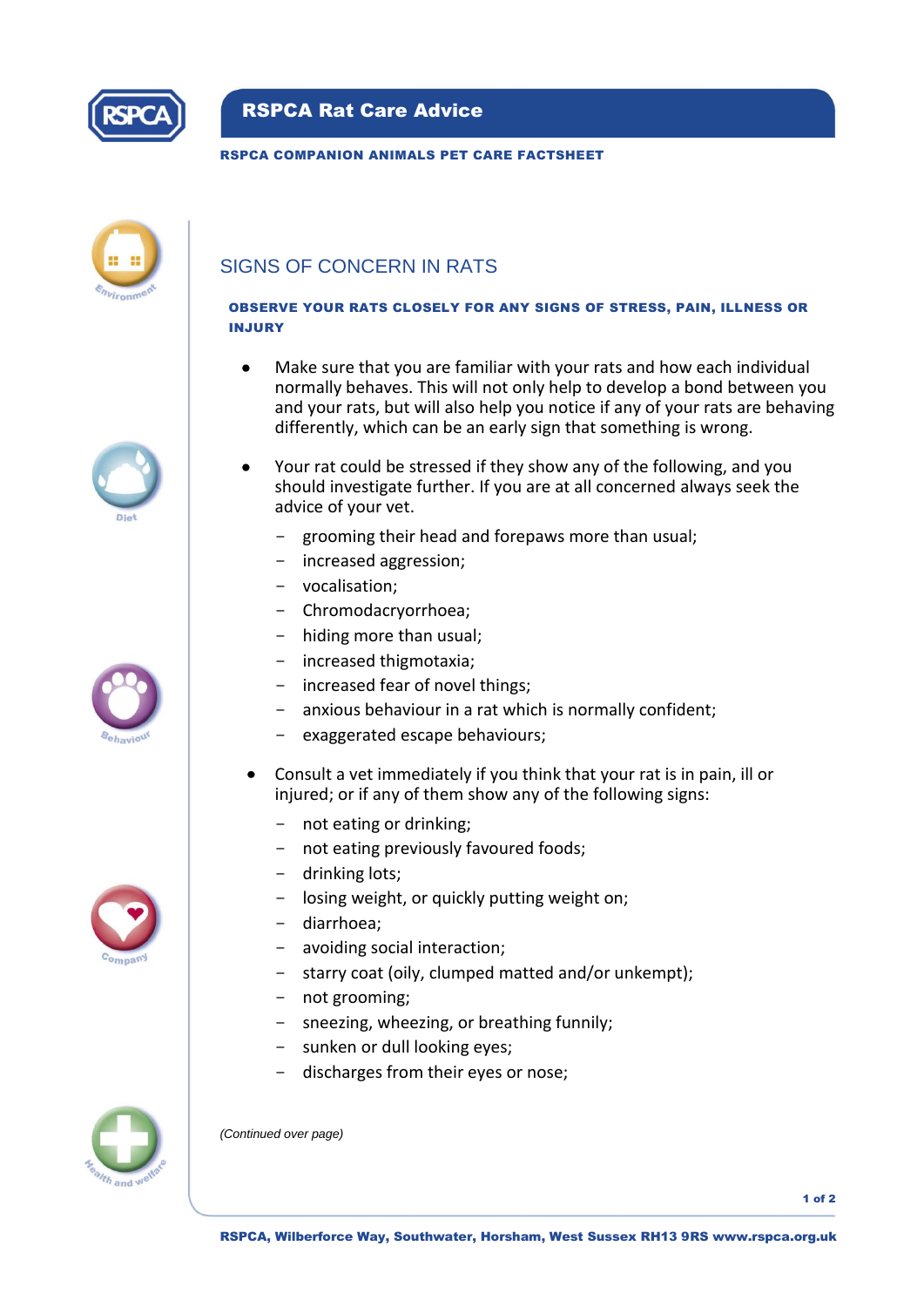# RSPCA Rat Care Advice

**RSPCA COMPANION ANIMALS PET CARE FACTSHEET**

Environment

Diet

Behaviour

Company

Health and welfare

## SIGNS OF CONCERN IN RATS

**OBSERVE YOUR RATS CLOSELY FOR ANY SIGNS OF STRESS, PAIN, ILLNESS OR INJURY**

- Make sure that you are familiar with your rats and how each individual normally behaves. This will not only help to develop a bond between you and your rats, but will also help you notice if any of your rats are behaving differently, which can be an early sign that something is wrong.

- Your rat could be stressed if they show any of the following, and you should investigate further. If you are at all concerned always seek the advice of your vet.
    - grooming their head and forepaws more than usual;
    - increased aggression;
    - vocalisation;
    - Chromodacryorrhoea;
    - hiding more than usual;
    - increased thigmotaxia;
    - increased fear of novel things;
    - anxious behaviour in a rat which is normally confident;
    - exaggerated escape behaviours;

- Consult a vet immediately if you think that your rat is in pain, ill or injured; or if any of them show any of the following signs:
    - not eating or drinking;
    - not eating previously favoured foods;
    - drinking lots;
    - losing weight, or quickly putting weight on;
    - diarrhoea;
    - avoiding social interaction;
    - starry coat (oily, clumped matted and/or unkempt);
    - not grooming;
    - sneezing, wheezing, or breathing funnily;
    - sunken or dull looking eyes;
    - discharges from their eyes or nose;

*(Continued over page)*

RSPCA, Wilberforce Way, Southwater, Horsham, West Sussex RH13 9RS www.rspca.org.uk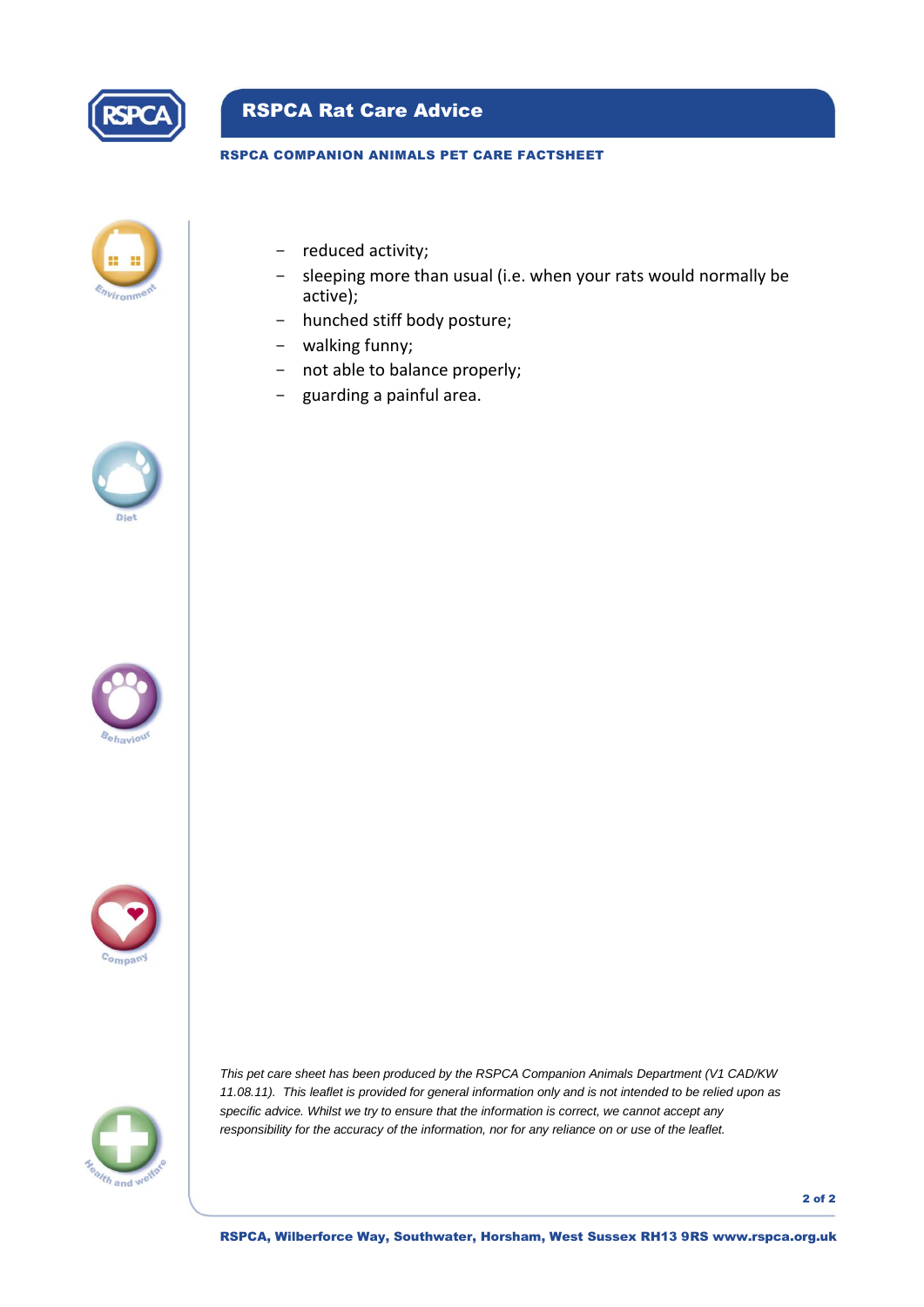- reduced activity;
- sleeping more than usual (i.e. when your rats would normally be active);
- hunched stiff body posture;
- walking funny;
- not able to balance properly;
- guarding a painful area.

*This pet care sheet has been produced by the RSPCA Companion Animals Department (V1 CAD/KW 11.08.11). This leaflet is provided for general information only and is not intended to be relied upon as specific advice. Whilst we try to ensure that the information is correct, we cannot accept any responsibility for the accuracy of the information, nor for any reliance on or use of the leaflet.*